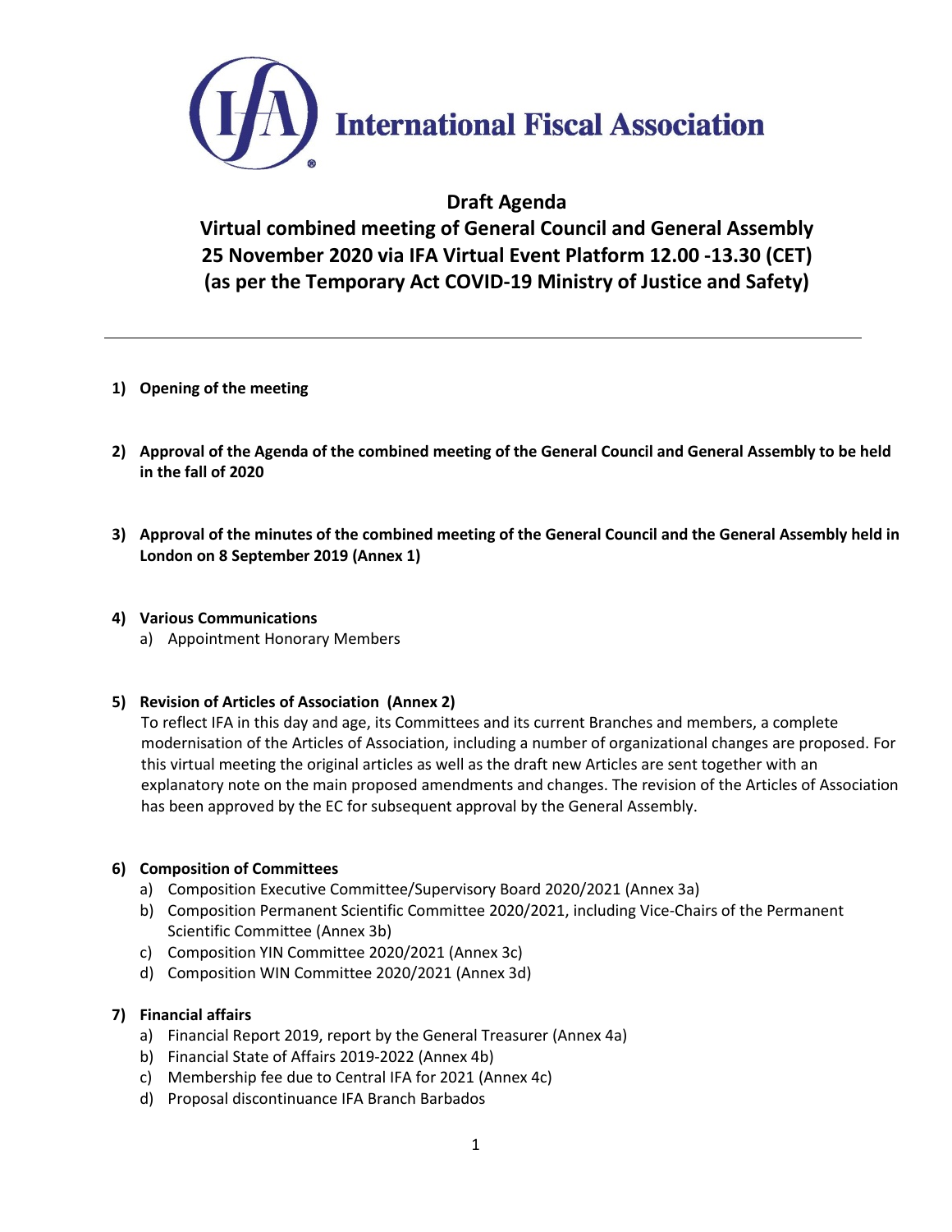**International Fiscal Association**

# Draft Agenda

## Virtual combined meeting of General Council and General Assembly 25 November 2020 via IFA Virtual Event Platform 12.00 -13.30 (CET) (as per the Temporary Act COVID-19 Ministry of Justice and Safety)

---

1) **Opening of the meeting**

2) **Approval of the Agenda of the combined meeting of the General Council and General Assembly to be held in the fall of 2020**

3) **Approval of the minutes of the combined meeting of the General Council and the General Assembly held in London on 8 September 2019 (Annex 1)**

4) **Various Communications**
   a) Appointment Honorary Members

5) **Revision of Articles of Association (Annex 2)**
   To reflect IFA in this day and age, its Committees and its current Branches and members, a complete modernisation of the Articles of Association, including a number of organizational changes are proposed. For this virtual meeting the original articles as well as the draft new Articles are sent together with an explanatory note on the main proposed amendments and changes. The revision of the Articles of Association has been approved by the EC for subsequent approval by the General Assembly.

6) **Composition of Committees**
   a) Composition Executive Committee/Supervisory Board 2020/2021 (Annex 3a)
   b) Composition Permanent Scientific Committee 2020/2021, including Vice-Chairs of the Permanent Scientific Committee (Annex 3b)
   c) Composition YIN Committee 2020/2021 (Annex 3c)
   d) Composition WIN Committee 2020/2021 (Annex 3d)

7) **Financial affairs**
   a) Financial Report 2019, report by the General Treasurer (Annex 4a)
   b) Financial State of Affairs 2019-2022 (Annex 4b)
   c) Membership fee due to Central IFA for 2021 (Annex 4c)
   d) Proposal discontinuance IFA Branch Barbados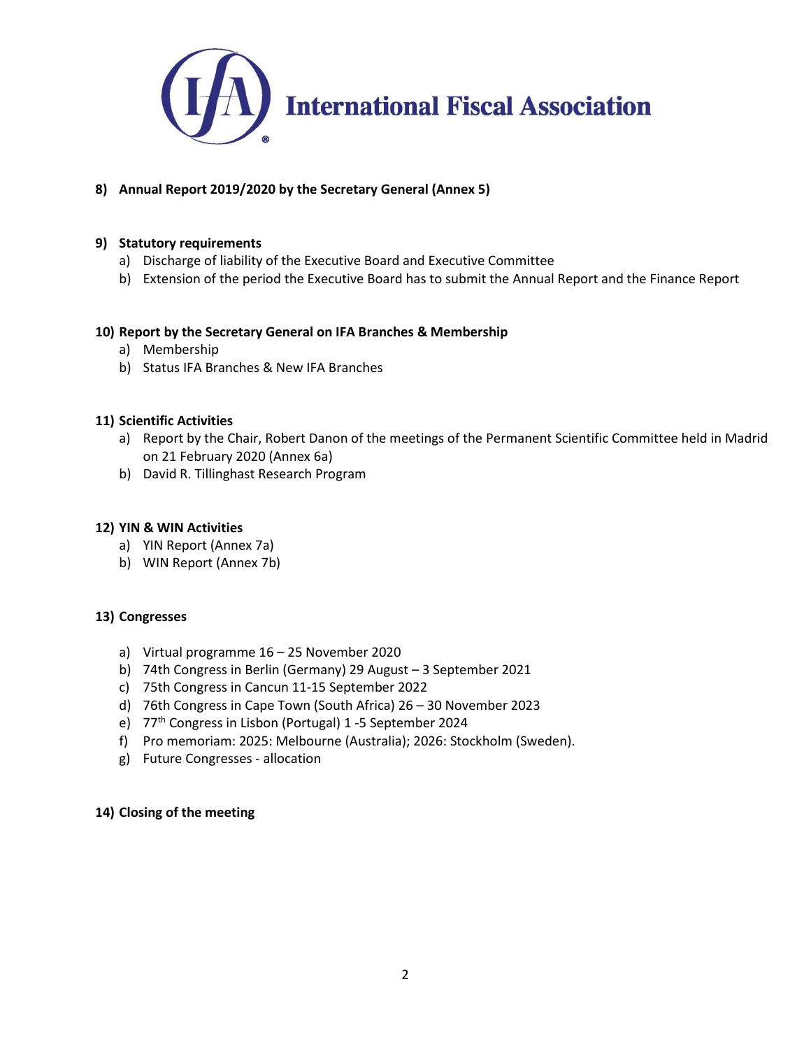**International Fiscal Association**

**8) Annual Report 2019/2020 by the Secretary General (Annex 5)**

**9) Statutory requirements**

a) Discharge of liability of the Executive Board and Executive Committee
b) Extension of the period the Executive Board has to submit the Annual Report and the Finance Report

**10) Report by the Secretary General on IFA Branches & Membership**

a) Membership
b) Status IFA Branches & New IFA Branches

**11) Scientific Activities**

a) Report by the Chair, Robert Danon of the meetings of the Permanent Scientific Committee held in Madrid on 21 February 2020 (Annex 6a)
b) David R. Tillinghast Research Program

**12) YIN & WIN Activities**

a) YIN Report (Annex 7a)
b) WIN Report (Annex 7b)

**13) Congresses**

a) Virtual programme 16 – 25 November 2020
b) 74th Congress in Berlin (Germany) 29 August – 3 September 2021
c) 75th Congress in Cancun 11-15 September 2022
d) 76th Congress in Cape Town (South Africa) 26 – 30 November 2023
e) 77th Congress in Lisbon (Portugal) 1 -5 September 2024
f) Pro memoriam: 2025: Melbourne (Australia); 2026: Stockholm (Sweden).
g) Future Congresses - allocation

**14) Closing of the meeting**